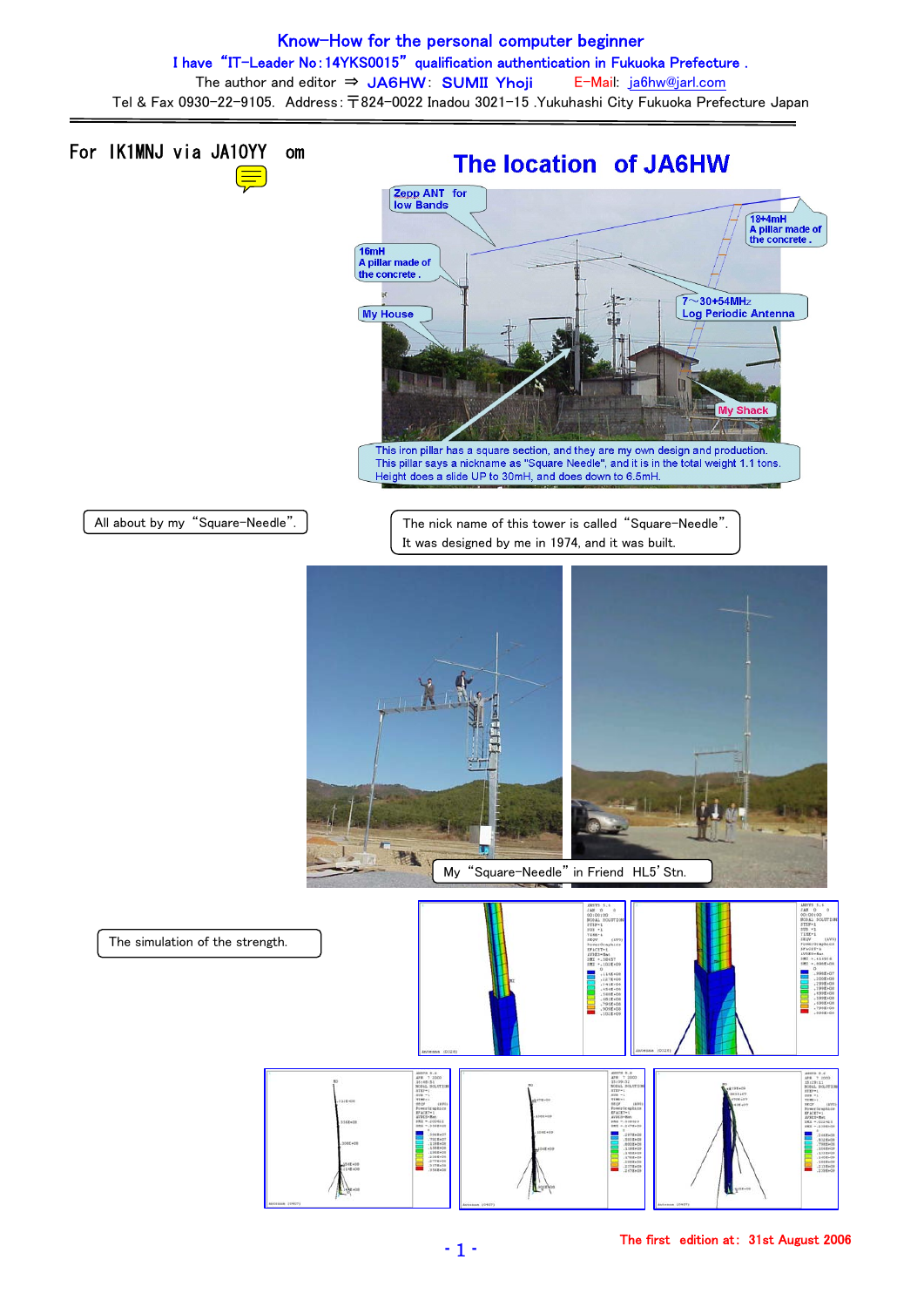Know-How for the personal computer beginner

I have "IT-Leader No:14YKS0015" qualification authentication in Fukuoka Prefecture .

The author and editor ⇒ JA6HW: SUMII Yhoji E-Mail: ja6hw@jarl.com

Tel & Fax 0930-22-9105. Address: 〒824-0022 Inadou 3021-15 .Yukuhashi City Fukuoka Prefecture Japan

For IK1MNJ via JA1OYY om

# The location of JA6HW

Zepp ANT for low Bands

18+4mH A pillar made of the concrete .

16mH A pillar made of the concrete .

7～30+54MHz Log Periodic Antenna

My House

My Shack

This iron pillar has a square section, and they are my own design and production. This pillar says a nickname as "Square Needle", and it is in the total weight 1.1 tons. Height does a slide UP to 30mH, and does down to 6.5mH.

All about by my "Square-Needle".

The nick name of this tower is called "Square-Needle". It was designed by me in 1974, and it was built.

My "Square-Needle" in Friend HL5' Stn.

The simulation of the strength.

The first edition at: 31st August 2006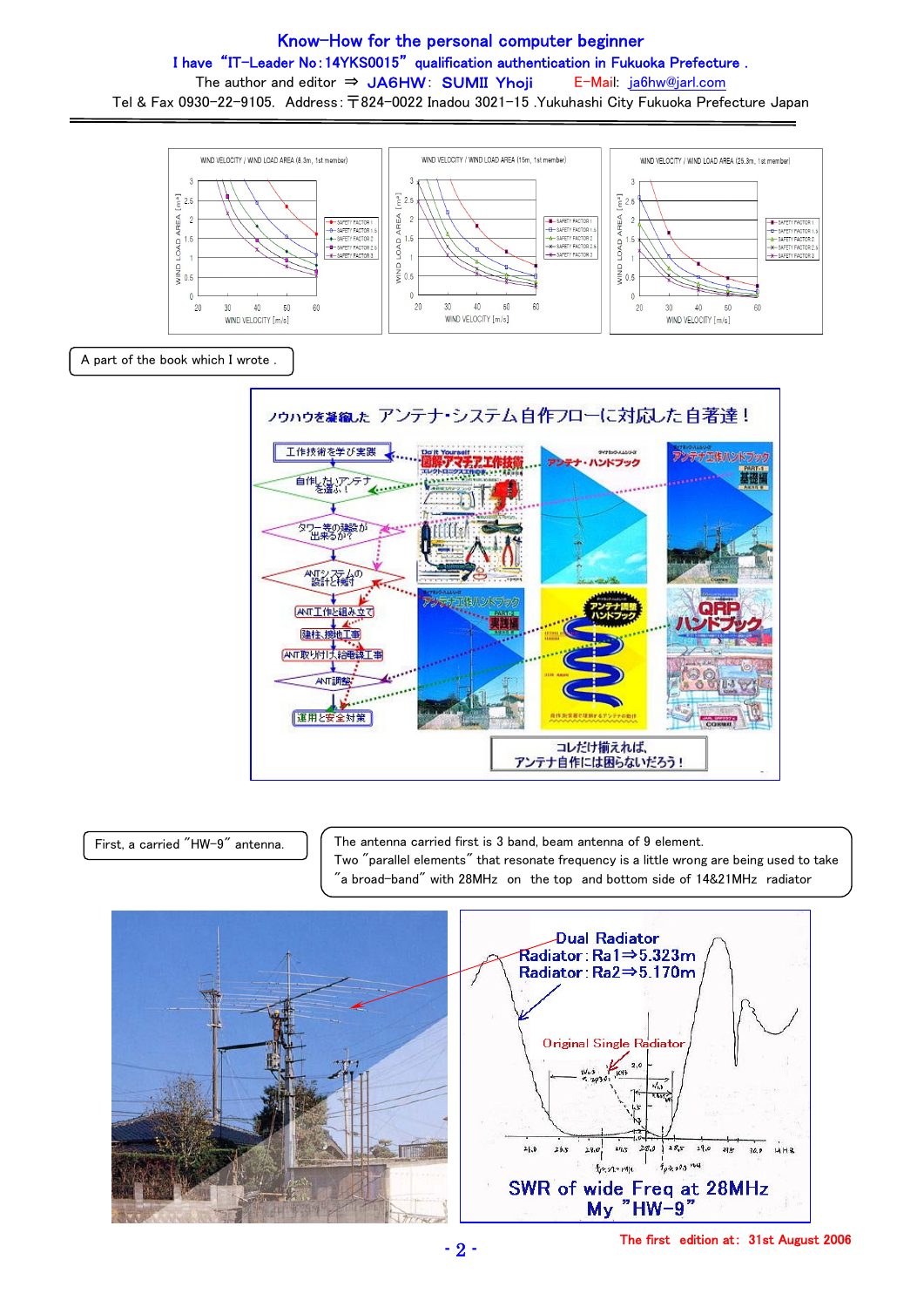# Know-How for the personal computer beginner

I have "IT-Leader No:14YKS0015" qualification authentication in Fukuoka Prefecture .

The author and editor ⇒ JA6HW: SUMII Yhoji　E-Mail: ja6hw@jarl.com

Tel & Fax 0930-22-9105. Address: 〒824-0022 Inadou 3021-15 .Yukuhashi City Fukuoka Prefecture Japan

WIND VELOCITY / WIND LOAD AREA (8.3m, 1st member)
WIND LOAD AREA [m²]
WIND VELOCITY [m/s]
SAFETY FACTOR 1
SAFETY FACTOR 1.5
SAFETY FACTOR 2
SAFETY FACTOR 2.5
SAFETY FACTOR 3

WIND VELOCITY / WIND LOAD AREA (15m, 1st member)
WIND LOAD AREA [m²]
WIND VELOCITY [m/s]

WIND VELOCITY / WIND LOAD AREA (25.3m, 1st member)
WIND LOAD AREA [m²]
WIND VELOCITY [m/s]

A part of the book which I wrote .

ノウハウを凝縮した　アンテナ・システム自作フローに対応した自著達！

工作技術を学び実践
自作したアンテナを選ぶ！
タワー等の建設が出来るか？
ANTシステムの設計と検討
ANT工作と組み立て
建柱、接地工事
ANT取り付け、給電線工事
ANT調整
運用と安全対策

コレだけ揃えれば、アンテナ自作には困らないだろう！

First, a carried "HW-9" antenna.

The antenna carried first is 3 band, beam antenna of 9 element.
Two "parallel elements" that resonate frequency is a little wrong are being used to take "a broad-band" with 28MHz on the top and bottom side of 14&21MHz radiator

Dual Radiator
Radiator : Ra1⇒5.323m
Radiator : Ra2⇒5.170m
Original Single Radiator

SWR of wide Freq at 28MHz
My "HW-9"

The first edition at: 31st August 2006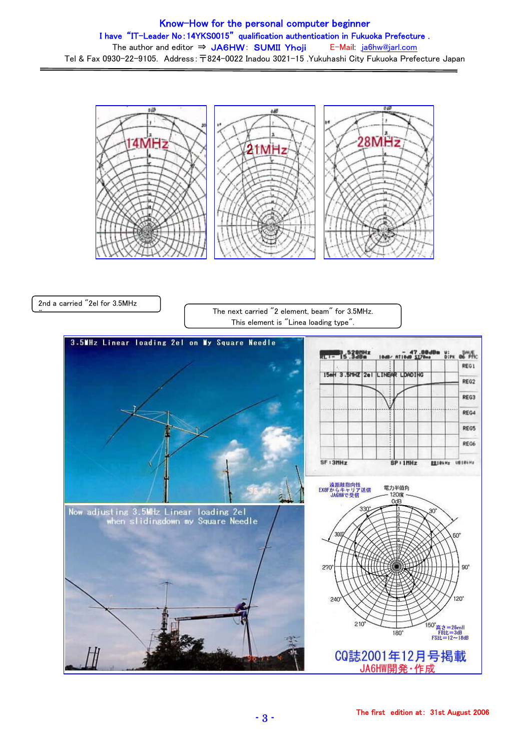14MHz

21MHz

28MHz

2nd a carried "2el for 3.5MHz

The next carried "2 element, beam" for 3.5MHz.
This element is "Linea loading type".

3.5MHz Linear loading 2el on My Square Needle

Now adjusting 3.5MHz Linear loading 2el when slidingdown my Square Needle

15mH 3.5MHZ 2el LINEAR LOADING

SF:3MHz

SP:1MHz

遠距離指向性
EX8Fからキャリア送信
JA6HWで受信

電力半値角
120度

0dB

330°
30°
300°
60°
270°
90°
240°
120°
210°
180°
150°

高さ=26mH
FB比=3dB
FS比=12~18dB

CQ誌2001年12月号掲載
JA6HW開発・作成

The first edition at: 31st August 2006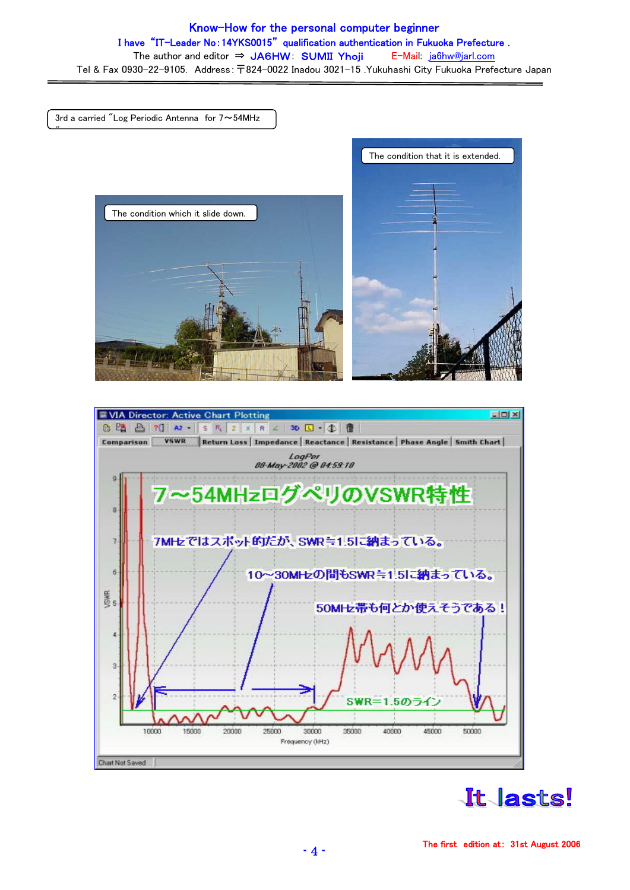Know–How for the personal computer beginner

I have "IT–Leader No:14YKS0015" qualification authentication in Fukuoka Prefecture .

The author and editor ⇒ JA6HW: SUMII Yhoji　E–Mail: ja6hw@jarl.com

Tel & Fax 0930–22–9105. Address: 〒824–0022 Inadou 3021–15 .Yukuhashi City Fukuoka Prefecture Japan

3rd a carried "Log Periodic Antenna for 7～54MHz

The condition which it slide down.

The condition that it is extended.

VIA Director: Active Chart Plotting

Comparison　VSWR　Return Loss　Impedance　Reactance　Resistance　Phase Angle　Smith Chart

LogPer
08-May-2002 @ 04:59:10

7～54MHzログペリのVSWR特性

7MHzではスポット的だが、SWR≒1.5に納まっている。

10～30MHzの間もSWR≒1.5に納まっている。

50MHz帯も何とか使えそうである！

SWR=1.5のライン

VSWR

9
8
7
6
5
4
3
2

10000　15000　20000　25000　30000　35000　40000　45000　50000

Frequency (kHz)

Chart Not Saved

It lasts!

The first edition at: 31st August 2006